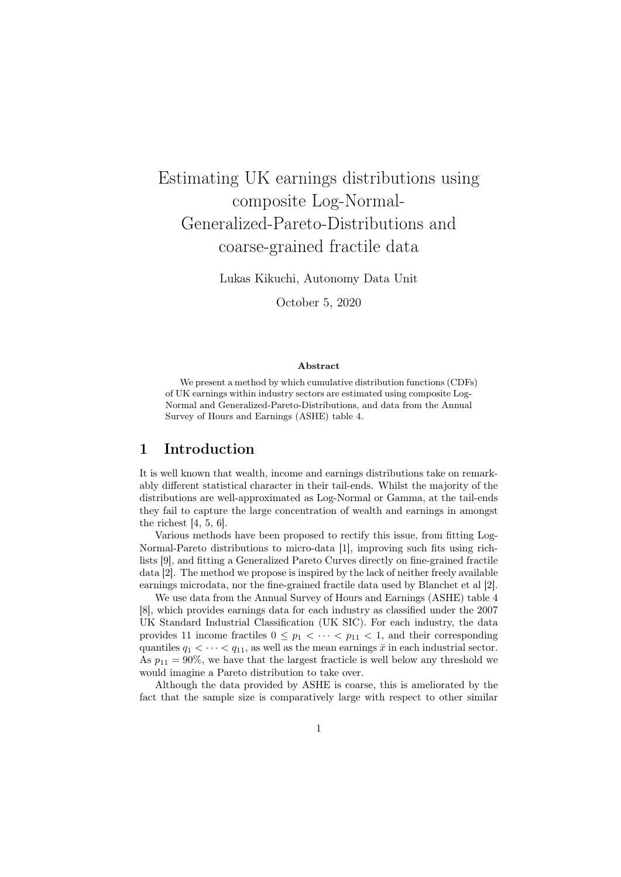# Estimating UK earnings distributions using composite Log-Normal-Generalized-Pareto-Distributions and coarse-grained fractile data

Lukas Kikuchi, Autonomy Data Unit

October 5, 2020

**Abstract**

We present a method by which cumulative distribution functions (CDFs) of UK earnings within industry sectors are estimated using composite Log-Normal and Generalized-Pareto-Distributions, and data from the Annual Survey of Hours and Earnings (ASHE) table 4.

## 1 Introduction

It is well known that wealth, income and earnings distributions take on remarkably different statistical character in their tail-ends. Whilst the majority of the distributions are well-approximated as Log-Normal or Gamma, at the tail-ends they fail to capture the large concentration of wealth and earnings in amongst the richest [4, 5, 6].

Various methods have been proposed to rectify this issue, from fitting Log-Normal-Pareto distributions to micro-data [1], improving such fits using rich-lists [9], and fitting a Generalized Pareto Curves directly on fine-grained fractile data [2]. The method we propose is inspired by the lack of neither freely available earnings microdata, nor the fine-grained fractile data used by Blanchet et al [2].

We use data from the Annual Survey of Hours and Earnings (ASHE) table 4 [8], which provides earnings data for each industry as classified under the 2007 UK Standard Industrial Classification (UK SIC). For each industry, the data provides 11 income fractiles $0 \leq p_1 < \cdots < p_{11} < 1$, and their corresponding quantiles $q_1 < \cdots < q_{11}$, as well as the mean earnings $\bar{x}$ in each industrial sector. As $p_{11} = 90\%$, we have that the largest fracticle is well below any threshold we would imagine a Pareto distribution to take over.

Although the data provided by ASHE is coarse, this is ameliorated by the fact that the sample size is comparatively large with respect to other similar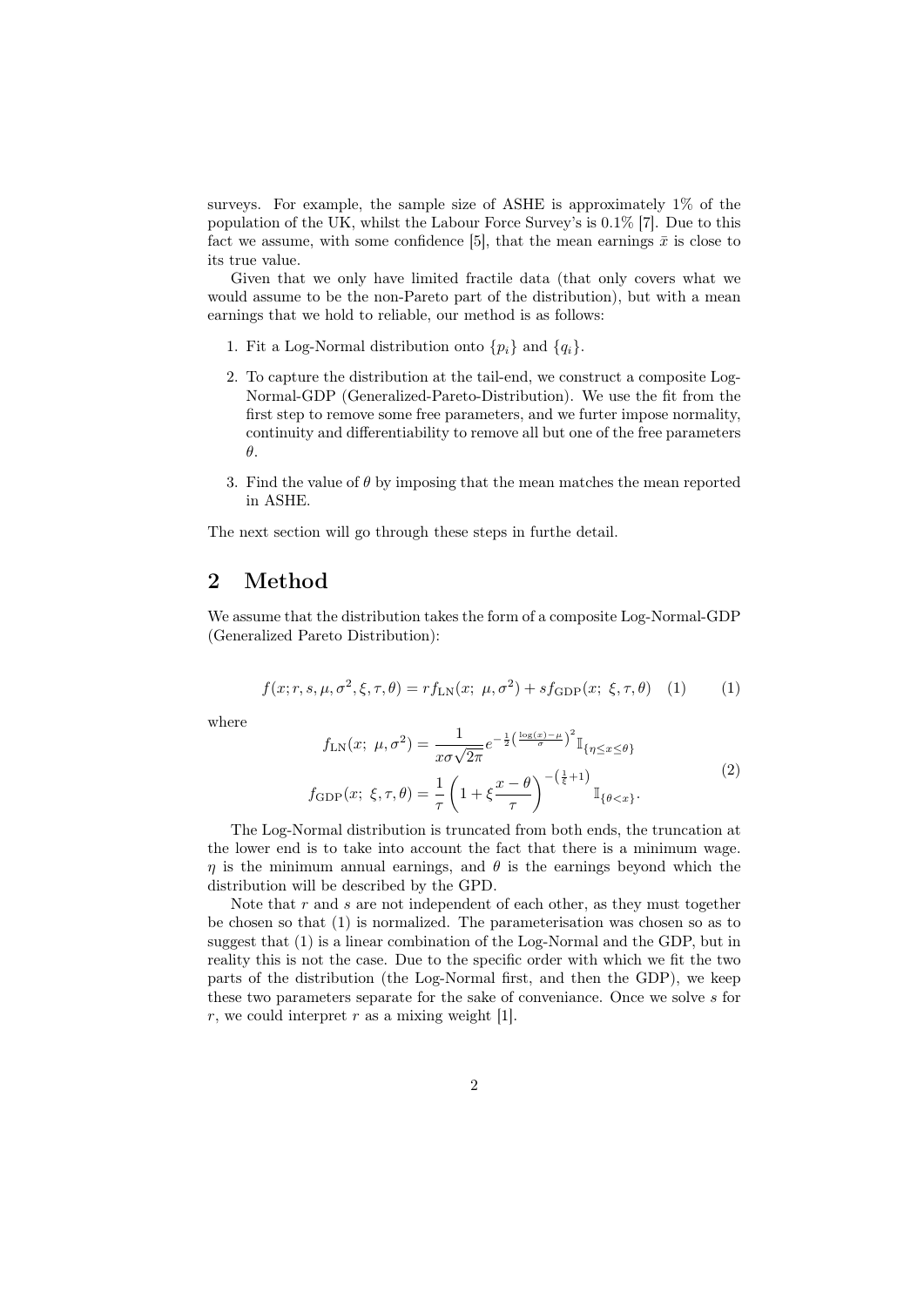surveys. For example, the sample size of ASHE is approximately 1% of the population of the UK, whilst the Labour Force Survey's is 0.1% [7]. Due to this fact we assume, with some confidence [5], that the mean earnings $\bar{x}$ is close to its true value.

Given that we only have limited fractile data (that only covers what we would assume to be the non-Pareto part of the distribution), but with a mean earnings that we hold to reliable, our method is as follows:

1. Fit a Log-Normal distribution onto $\{p_i\}$ and $\{q_i\}$.
2. To capture the distribution at the tail-end, we construct a composite Log-Normal-GDP (Generalized-Pareto-Distribution). We use the fit from the first step to remove some free parameters, and we furter impose normality, continuity and differentiability to remove all but one of the free parameters $\theta$.
3. Find the value of $\theta$ by imposing that the mean matches the mean reported in ASHE.

The next section will go through these steps in furthe detail.

## 2 Method

We assume that the distribution takes the form of a composite Log-Normal-GDP (Generalized Pareto Distribution):

$$f(x; r, s, \mu, \sigma^2, \xi, \tau, \theta) = r f_{\text{LN}}(x;\ \mu, \sigma^2) + s f_{\text{GDP}}(x;\ \xi, \tau, \theta) \quad (1) \tag{1}$$

where

$$\begin{aligned} f_{\text{LN}}(x;\ \mu, \sigma^2) &= \frac{1}{x\sigma\sqrt{2\pi}} e^{-\frac{1}{2}\left(\frac{\log(x)-\mu}{\sigma}\right)^2} \mathbb{I}_{\{\eta \leq x \leq \theta\}} \\ f_{\text{GDP}}(x;\ \xi, \tau, \theta) &= \frac{1}{\tau}\left(1 + \xi\frac{x-\theta}{\tau}\right)^{-\left(\frac{1}{\xi}+1\right)} \mathbb{I}_{\{\theta < x\}}. \end{aligned} \tag{2}$$

The Log-Normal distribution is truncated from both ends, the truncation at the lower end is to take into account the fact that there is a minimum wage. $\eta$ is the minimum annual earnings, and $\theta$ is the earnings beyond which the distribution will be described by the GPD.

Note that $r$ and $s$ are not independent of each other, as they must together be chosen so that (1) is normalized. The parameterisation was chosen so as to suggest that (1) is a linear combination of the Log-Normal and the GDP, but in reality this is not the case. Due to the specific order with which we fit the two parts of the distribution (the Log-Normal first, and then the GDP), we keep these two parameters separate for the sake of conveniance. Once we solve $s$ for $r$, we could interpret $r$ as a mixing weight [1].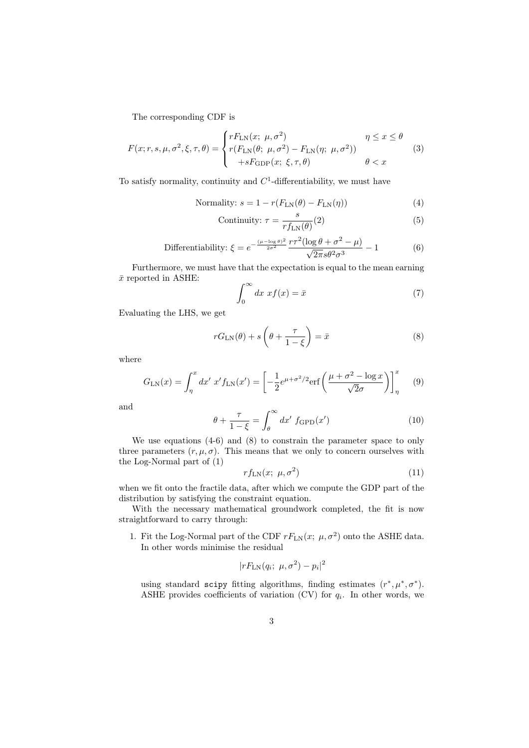The corresponding CDF is

$$F(x; r, s, \mu, \sigma^2, \xi, \tau, \theta) = \begin{cases} rF_{\mathrm{LN}}(x;\ \mu, \sigma^2) & \eta \leq x \leq \theta \\ r(F_{\mathrm{LN}}(\theta;\ \mu, \sigma^2) - F_{\mathrm{LN}}(\eta;\ \mu, \sigma^2)) & \\ \quad +sF_{\mathrm{GDP}}(x;\ \xi, \tau, \theta) & \theta < x \end{cases} \tag{3}$$

To satisfy normality, continuity and $C^1$-differentiability, we must have

$$\text{Normality: } s = 1 - r(F_{\mathrm{LN}}(\theta) - F_{\mathrm{LN}}(\eta)) \tag{4}$$

$$\text{Continuity: } \tau = \frac{s}{rf_{\mathrm{LN}}(\theta)}(2) \tag{5}$$

$$\text{Differentiability: } \xi = e^{-\frac{(\mu - \log\theta)^2}{2\sigma^2}} \frac{r\tau^2(\log\theta + \sigma^2 - \mu)}{\sqrt{2\pi}s\theta^2\sigma^3} - 1 \tag{6}$$

Furthermore, we must have that the expectation is equal to the mean earning $\bar{x}$ reported in ASHE:

$$\int_0^\infty dx\ xf(x) = \bar{x} \tag{7}$$

Evaluating the LHS, we get

$$rG_{\mathrm{LN}}(\theta) + s\left(\theta + \frac{\tau}{1-\xi}\right) = \bar{x} \tag{8}$$

where

$$G_{\mathrm{LN}}(x) = \int_\eta^x dx'\ x' f_{\mathrm{LN}}(x') = \left[-\frac{1}{2}e^{\mu + \sigma^2/2}\mathrm{erf}\left(\frac{\mu + \sigma^2 - \log x}{\sqrt{2}\sigma}\right)\right]_\eta^x \tag{9}$$

and

$$\theta + \frac{\tau}{1-\xi} = \int_\theta^\infty dx'\ f_{\mathrm{GPD}}(x') \tag{10}$$

We use equations (4-6) and (8) to constrain the parameter space to only three parameters $(r, \mu, \sigma)$. This means that we only to concern ourselves with the Log-Normal part of (1)

$$rf_{\mathrm{LN}}(x;\ \mu, \sigma^2) \tag{11}$$

when we fit onto the fractile data, after which we compute the GDP part of the distribution by satisfying the constraint equation.

With the necessary mathematical groundwork completed, the fit is now straightforward to carry through:

1. Fit the Log-Normal part of the CDF $rF_{\mathrm{LN}}(x;\ \mu, \sigma^2)$ onto the ASHE data. In other words minimise the residual

   $$|rF_{\mathrm{LN}}(q_i;\ \mu, \sigma^2) - p_i|^2$$

   using standard `scipy` fitting algorithms, finding estimates $(r^*, \mu^*, \sigma^*)$. ASHE provides coefficients of variation (CV) for $q_i$. In other words, we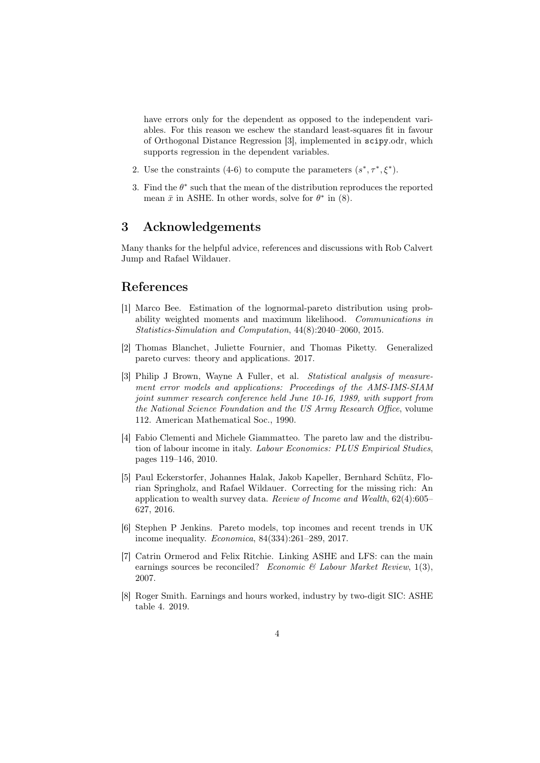have errors only for the dependent as opposed to the independent variables. For this reason we eschew the standard least-squares fit in favour of Orthogonal Distance Regression [3], implemented in `scipy`.odr, which supports regression in the dependent variables.

2. Use the constraints (4-6) to compute the parameters $(s^*, \tau^*, \xi^*)$.

3. Find the $\theta^*$ such that the mean of the distribution reproduces the reported mean $\bar{x}$ in ASHE. In other words, solve for $\theta^*$ in (8).

# 3 Acknowledgements

Many thanks for the helpful advice, references and discussions with Rob Calvert Jump and Rafael Wildauer.

# References

[1] Marco Bee. Estimation of the lognormal-pareto distribution using probability weighted moments and maximum likelihood. *Communications in Statistics-Simulation and Computation*, 44(8):2040–2060, 2015.

[2] Thomas Blanchet, Juliette Fournier, and Thomas Piketty. Generalized pareto curves: theory and applications. 2017.

[3] Philip J Brown, Wayne A Fuller, et al. *Statistical analysis of measurement error models and applications: Proceedings of the AMS-IMS-SIAM joint summer research conference held June 10-16, 1989, with support from the National Science Foundation and the US Army Research Office*, volume 112. American Mathematical Soc., 1990.

[4] Fabio Clementi and Michele Giammatteo. The pareto law and the distribution of labour income in italy. *Labour Economics: PLUS Empirical Studies*, pages 119–146, 2010.

[5] Paul Eckerstorfer, Johannes Halak, Jakob Kapeller, Bernhard Schütz, Florian Springholz, and Rafael Wildauer. Correcting for the missing rich: An application to wealth survey data. *Review of Income and Wealth*, 62(4):605–627, 2016.

[6] Stephen P Jenkins. Pareto models, top incomes and recent trends in UK income inequality. *Economica*, 84(334):261–289, 2017.

[7] Catrin Ormerod and Felix Ritchie. Linking ASHE and LFS: can the main earnings sources be reconciled? *Economic & Labour Market Review*, 1(3), 2007.

[8] Roger Smith. Earnings and hours worked, industry by two-digit SIC: ASHE table 4. 2019.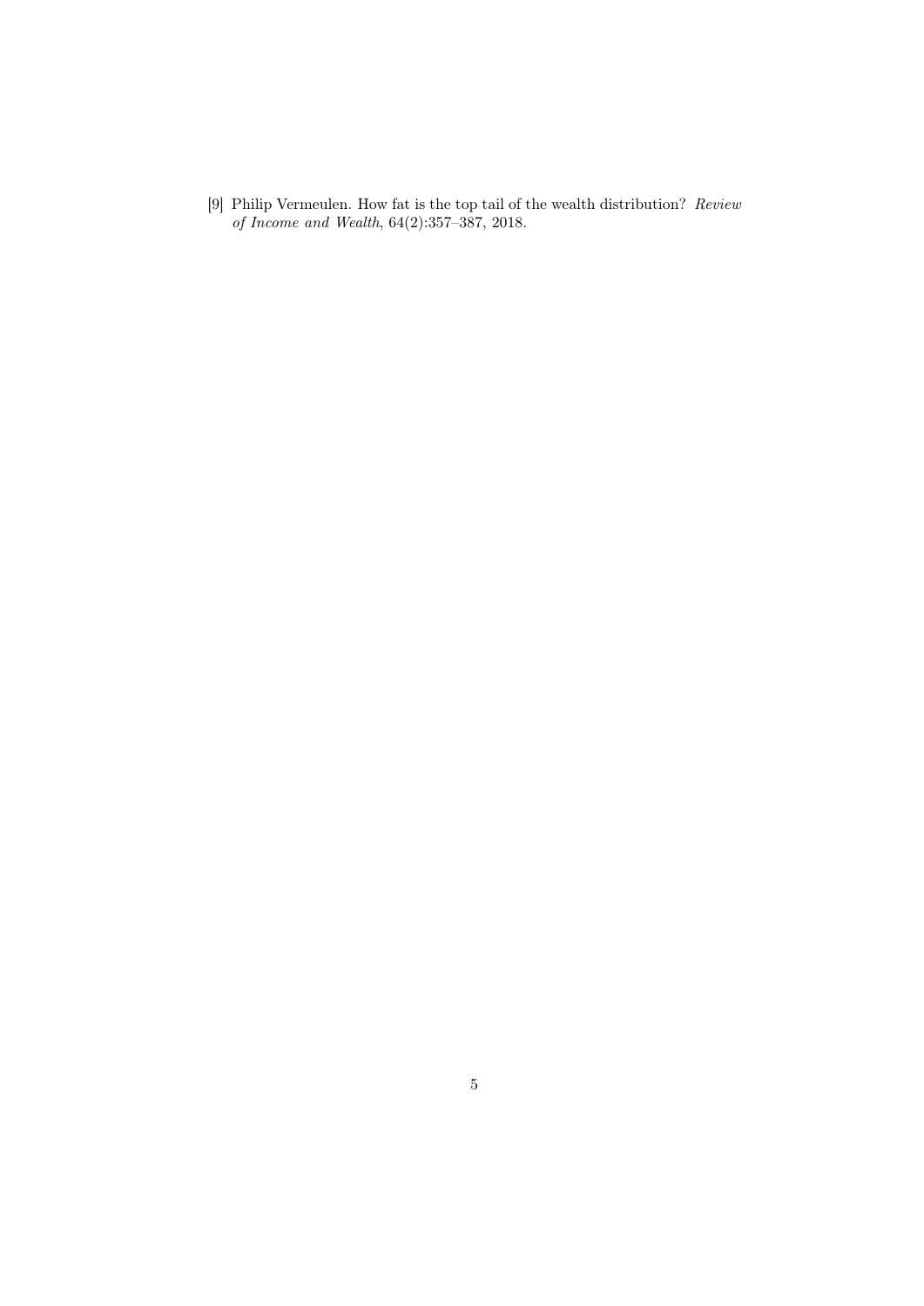[9] Philip Vermeulen. How fat is the top tail of the wealth distribution? *Review of Income and Wealth*, 64(2):357–387, 2018.